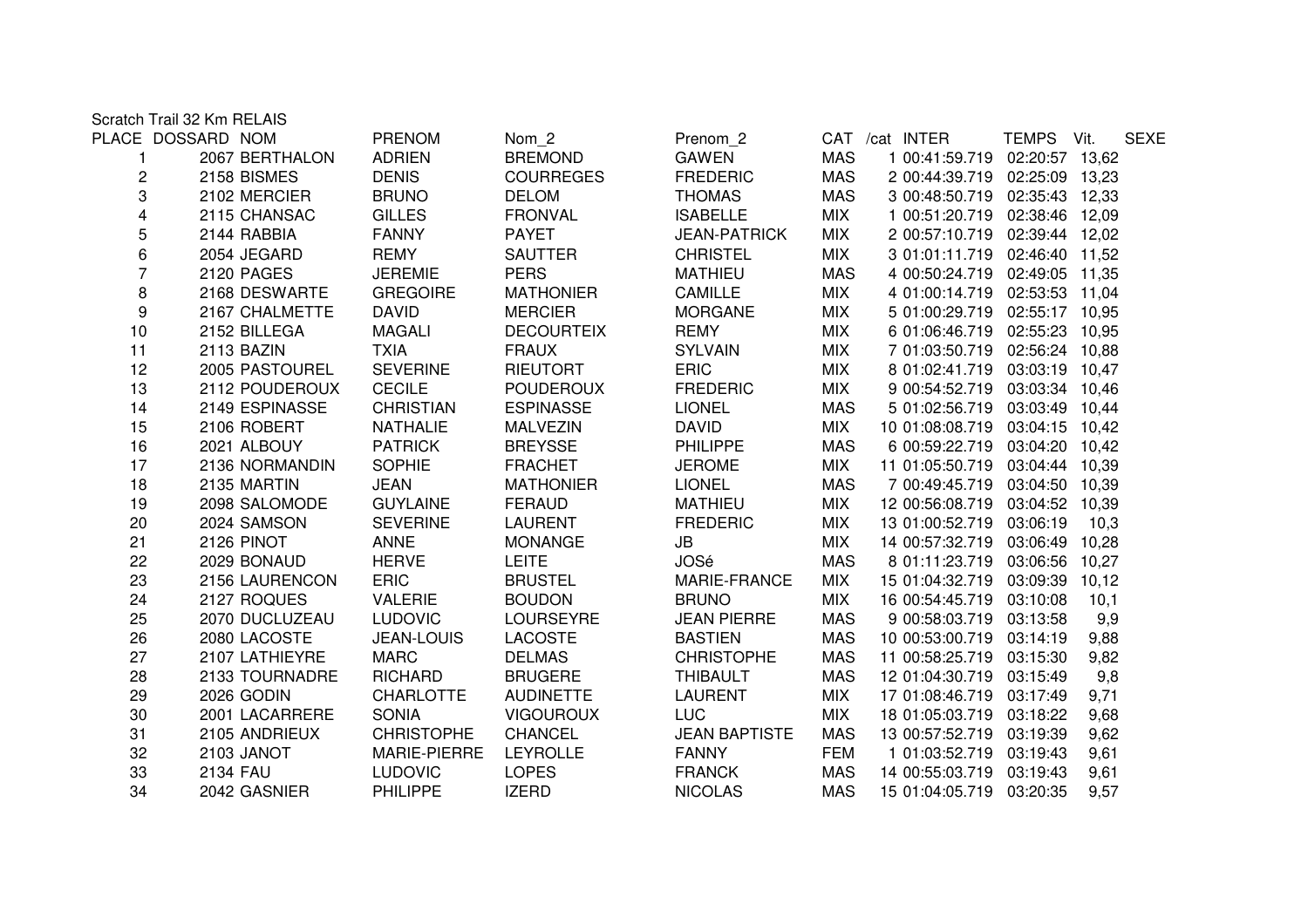Scratch Trail 32 Km RELAIS

| PLACE | DOSSARD | NOM | PRENOM | Nom_2 | Prenom_2 | CAT | /cat | INTER | TEMPS | Vit. | SEXE |
|---|---|---|---|---|---|---|---|---|---|---|---|
| 1 | 2067 | BERTHALON | ADRIEN | BREMOND | GAWEN | MAS | 1 | 00:41:59.719 | 02:20:57 | 13,62 | |
| 2 | 2158 | BISMES | DENIS | COURREGES | FREDERIC | MAS | 2 | 00:44:39.719 | 02:25:09 | 13,23 | |
| 3 | 2102 | MERCIER | BRUNO | DELOM | THOMAS | MAS | 3 | 00:48:50.719 | 02:35:43 | 12,33 | |
| 4 | 2115 | CHANSAC | GILLES | FRONVAL | ISABELLE | MIX | 1 | 00:51:20.719 | 02:38:46 | 12,09 | |
| 5 | 2144 | RABBIA | FANNY | PAYET | JEAN-PATRICK | MIX | 2 | 00:57:10.719 | 02:39:44 | 12,02 | |
| 6 | 2054 | JEGARD | REMY | SAUTTER | CHRISTEL | MIX | 3 | 01:01:11.719 | 02:46:40 | 11,52 | |
| 7 | 2120 | PAGES | JEREMIE | PERS | MATHIEU | MAS | 4 | 00:50:24.719 | 02:49:05 | 11,35 | |
| 8 | 2168 | DESWARTE | GREGOIRE | MATHONIER | CAMILLE | MIX | 4 | 01:00:14.719 | 02:53:53 | 11,04 | |
| 9 | 2167 | CHALMETTE | DAVID | MERCIER | MORGANE | MIX | 5 | 01:00:29.719 | 02:55:17 | 10,95 | |
| 10 | 2152 | BILLEGA | MAGALI | DECOURTEIX | REMY | MIX | 6 | 01:06:46.719 | 02:55:23 | 10,95 | |
| 11 | 2113 | BAZIN | TXIA | FRAUX | SYLVAIN | MIX | 7 | 01:03:50.719 | 02:56:24 | 10,88 | |
| 12 | 2005 | PASTOUREL | SEVERINE | RIEUTORT | ERIC | MIX | 8 | 01:02:41.719 | 03:03:19 | 10,47 | |
| 13 | 2112 | POUDEROUX | CECILE | POUDEROUX | FREDERIC | MIX | 9 | 00:54:52.719 | 03:03:34 | 10,46 | |
| 14 | 2149 | ESPINASSE | CHRISTIAN | ESPINASSE | LIONEL | MAS | 5 | 01:02:56.719 | 03:03:49 | 10,44 | |
| 15 | 2106 | ROBERT | NATHALIE | MALVEZIN | DAVID | MIX | 10 | 01:08:08.719 | 03:04:15 | 10,42 | |
| 16 | 2021 | ALBOUY | PATRICK | BREYSSE | PHILIPPE | MAS | 6 | 00:59:22.719 | 03:04:20 | 10,42 | |
| 17 | 2136 | NORMANDIN | SOPHIE | FRACHET | JEROME | MIX | 11 | 01:05:50.719 | 03:04:44 | 10,39 | |
| 18 | 2135 | MARTIN | JEAN | MATHONIER | LIONEL | MAS | 7 | 00:49:45.719 | 03:04:50 | 10,39 | |
| 19 | 2098 | SALOMODE | GUYLAINE | FERAUD | MATHIEU | MIX | 12 | 00:56:08.719 | 03:04:52 | 10,39 | |
| 20 | 2024 | SAMSON | SEVERINE | LAURENT | FREDERIC | MIX | 13 | 01:00:52.719 | 03:06:19 | 10,3 | |
| 21 | 2126 | PINOT | ANNE | MONANGE | JB | MIX | 14 | 00:57:32.719 | 03:06:49 | 10,28 | |
| 22 | 2029 | BONAUD | HERVE | LEITE | JOSé | MAS | 8 | 01:11:23.719 | 03:06:56 | 10,27 | |
| 23 | 2156 | LAURENCON | ERIC | BRUSTEL | MARIE-FRANCE | MIX | 15 | 01:04:32.719 | 03:09:39 | 10,12 | |
| 24 | 2127 | ROQUES | VALERIE | BOUDON | BRUNO | MIX | 16 | 00:54:45.719 | 03:10:08 | 10,1 | |
| 25 | 2070 | DUCLUZEAU | LUDOVIC | LOURSEYRE | JEAN PIERRE | MAS | 9 | 00:58:03.719 | 03:13:58 | 9,9 | |
| 26 | 2080 | LACOSTE | JEAN-LOUIS | LACOSTE | BASTIEN | MAS | 10 | 00:53:00.719 | 03:14:19 | 9,88 | |
| 27 | 2107 | LATHIEYRE | MARC | DELMAS | CHRISTOPHE | MAS | 11 | 00:58:25.719 | 03:15:30 | 9,82 | |
| 28 | 2133 | TOURNADRE | RICHARD | BRUGERE | THIBAULT | MAS | 12 | 01:04:30.719 | 03:15:49 | 9,8 | |
| 29 | 2026 | GODIN | CHARLOTTE | AUDINETTE | LAURENT | MIX | 17 | 01:08:46.719 | 03:17:49 | 9,71 | |
| 30 | 2001 | LACARRERE | SONIA | VIGOUROUX | LUC | MIX | 18 | 01:05:03.719 | 03:18:22 | 9,68 | |
| 31 | 2105 | ANDRIEUX | CHRISTOPHE | CHANCEL | JEAN BAPTISTE | MAS | 13 | 00:57:52.719 | 03:19:39 | 9,62 | |
| 32 | 2103 | JANOT | MARIE-PIERRE | LEYROLLE | FANNY | FEM | 1 | 01:03:52.719 | 03:19:43 | 9,61 | |
| 33 | 2134 | FAU | LUDOVIC | LOPES | FRANCK | MAS | 14 | 00:55:03.719 | 03:19:43 | 9,61 | |
| 34 | 2042 | GASNIER | PHILIPPE | IZERD | NICOLAS | MAS | 15 | 01:04:05.719 | 03:20:35 | 9,57 | |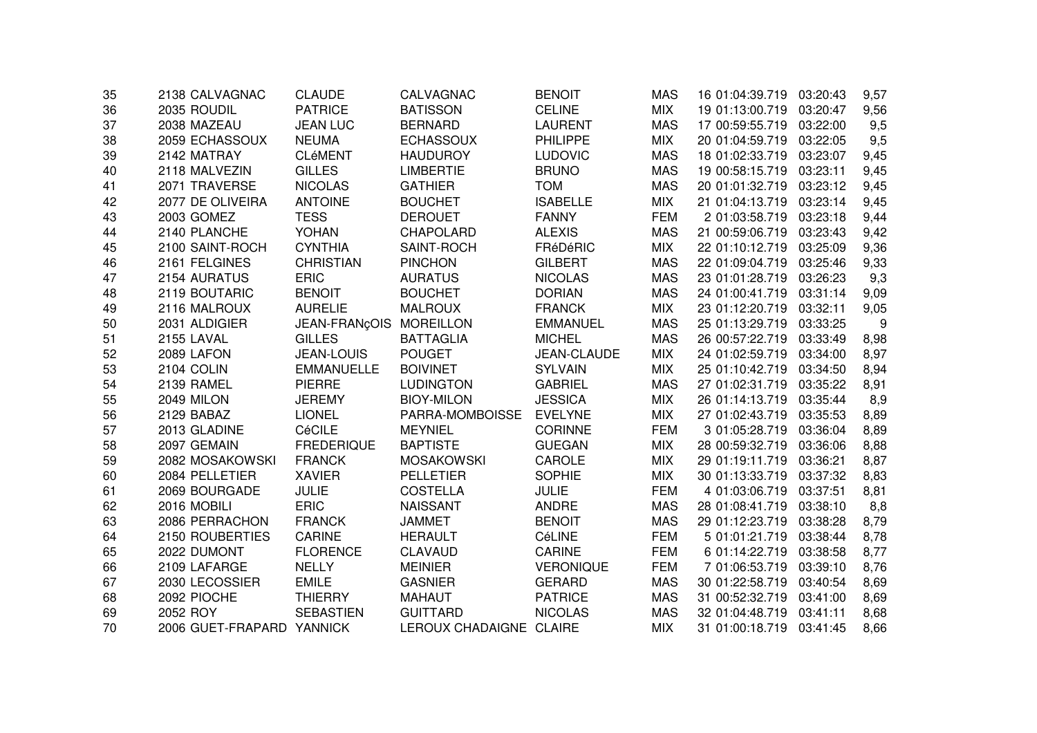| | | | | | | | | | |
|---|---|---|---|---|---|---|---|---|---|
| 35 | 2138 CALVAGNAC | CLAUDE | CALVAGNAC | BENOIT | MAS | 16 01:04:39.719 | 03:20:43 | 9,57 |
| 36 | 2035 ROUDIL | PATRICE | BATISSON | CELINE | MIX | 19 01:13:00.719 | 03:20:47 | 9,56 |
| 37 | 2038 MAZEAU | JEAN LUC | BERNARD | LAURENT | MAS | 17 00:59:55.719 | 03:22:00 | 9,5 |
| 38 | 2059 ECHASSOUX | NEUMA | ECHASSOUX | PHILIPPE | MIX | 20 01:04:59.719 | 03:22:05 | 9,5 |
| 39 | 2142 MATRAY | CLéMENT | HAUDUROY | LUDOVIC | MAS | 18 01:02:33.719 | 03:23:07 | 9,45 |
| 40 | 2118 MALVEZIN | GILLES | LIMBERTIE | BRUNO | MAS | 19 00:58:15.719 | 03:23:11 | 9,45 |
| 41 | 2071 TRAVERSE | NICOLAS | GATHIER | TOM | MAS | 20 01:01:32.719 | 03:23:12 | 9,45 |
| 42 | 2077 DE OLIVEIRA | ANTOINE | BOUCHET | ISABELLE | MIX | 21 01:04:13.719 | 03:23:14 | 9,45 |
| 43 | 2003 GOMEZ | TESS | DEROUET | FANNY | FEM | 2 01:03:58.719 | 03:23:18 | 9,44 |
| 44 | 2140 PLANCHE | YOHAN | CHAPOLARD | ALEXIS | MAS | 21 00:59:06.719 | 03:23:43 | 9,42 |
| 45 | 2100 SAINT-ROCH | CYNTHIA | SAINT-ROCH | FRéDéRIC | MIX | 22 01:10:12.719 | 03:25:09 | 9,36 |
| 46 | 2161 FELGINES | CHRISTIAN | PINCHON | GILBERT | MAS | 22 01:09:04.719 | 03:25:46 | 9,33 |
| 47 | 2154 AURATUS | ERIC | AURATUS | NICOLAS | MAS | 23 01:01:28.719 | 03:26:23 | 9,3 |
| 48 | 2119 BOUTARIC | BENOIT | BOUCHET | DORIAN | MAS | 24 01:00:41.719 | 03:31:14 | 9,09 |
| 49 | 2116 MALROUX | AURELIE | MALROUX | FRANCK | MIX | 23 01:12:20.719 | 03:32:11 | 9,05 |
| 50 | 2031 ALDIGIER | JEAN-FRANçOIS | MOREILLON | EMMANUEL | MAS | 25 01:13:29.719 | 03:33:25 | 9 |
| 51 | 2155 LAVAL | GILLES | BATTAGLIA | MICHEL | MAS | 26 00:57:22.719 | 03:33:49 | 8,98 |
| 52 | 2089 LAFON | JEAN-LOUIS | POUGET | JEAN-CLAUDE | MIX | 24 01:02:59.719 | 03:34:00 | 8,97 |
| 53 | 2104 COLIN | EMMANUELLE | BOIVINET | SYLVAIN | MIX | 25 01:10:42.719 | 03:34:50 | 8,94 |
| 54 | 2139 RAMEL | PIERRE | LUDINGTON | GABRIEL | MAS | 27 01:02:31.719 | 03:35:22 | 8,91 |
| 55 | 2049 MILON | JEREMY | BIOY-MILON | JESSICA | MIX | 26 01:14:13.719 | 03:35:44 | 8,9 |
| 56 | 2129 BABAZ | LIONEL | PARRA-MOMBOISSE | EVELYNE | MIX | 27 01:02:43.719 | 03:35:53 | 8,89 |
| 57 | 2013 GLADINE | CéCILE | MEYNIEL | CORINNE | FEM | 3 01:05:28.719 | 03:36:04 | 8,89 |
| 58 | 2097 GEMAIN | FREDERIQUE | BAPTISTE | GUEGAN | MIX | 28 00:59:32.719 | 03:36:06 | 8,88 |
| 59 | 2082 MOSAKOWSKI | FRANCK | MOSAKOWSKI | CAROLE | MIX | 29 01:19:11.719 | 03:36:21 | 8,87 |
| 60 | 2084 PELLETIER | XAVIER | PELLETIER | SOPHIE | MIX | 30 01:13:33.719 | 03:37:32 | 8,83 |
| 61 | 2069 BOURGADE | JULIE | COSTELLA | JULIE | FEM | 4 01:03:06.719 | 03:37:51 | 8,81 |
| 62 | 2016 MOBILI | ERIC | NAISSANT | ANDRE | MAS | 28 01:08:41.719 | 03:38:10 | 8,8 |
| 63 | 2086 PERRACHON | FRANCK | JAMMET | BENOIT | MAS | 29 01:12:23.719 | 03:38:28 | 8,79 |
| 64 | 2150 ROUBERTIES | CARINE | HERAULT | CéLINE | FEM | 5 01:01:21.719 | 03:38:44 | 8,78 |
| 65 | 2022 DUMONT | FLORENCE | CLAVAUD | CARINE | FEM | 6 01:14:22.719 | 03:38:58 | 8,77 |
| 66 | 2109 LAFARGE | NELLY | MEINIER | VERONIQUE | FEM | 7 01:06:53.719 | 03:39:10 | 8,76 |
| 67 | 2030 LECOSSIER | EMILE | GASNIER | GERARD | MAS | 30 01:22:58.719 | 03:40:54 | 8,69 |
| 68 | 2092 PIOCHE | THIERRY | MAHAUT | PATRICE | MAS | 31 00:52:32.719 | 03:41:00 | 8,69 |
| 69 | 2052 ROY | SEBASTIEN | GUITTARD | NICOLAS | MAS | 32 01:04:48.719 | 03:41:11 | 8,68 |
| 70 | 2006 GUET-FRAPARD | YANNICK | LEROUX CHADAIGNE | CLAIRE | MIX | 31 01:00:18.719 | 03:41:45 | 8,66 |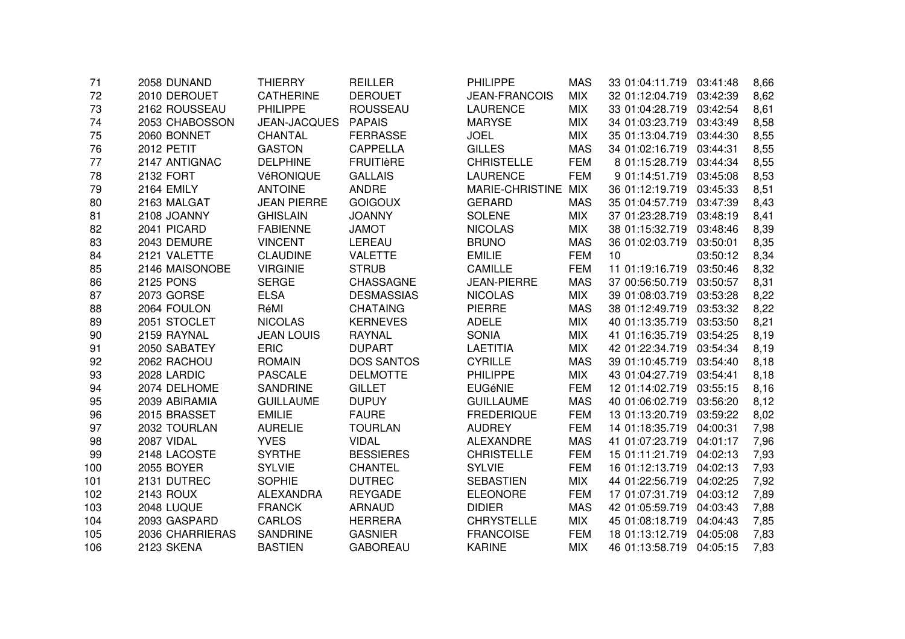| | | | | | | | | | | |
|---|---|---|---|---|---|---|---|---|---|---|
| 71 | 2058 | DUNAND | THIERRY | REILLER | PHILIPPE | MAS | 33 | 01:04:11.719 | 03:41:48 | 8,66 |
| 72 | 2010 | DEROUET | CATHERINE | DEROUET | JEAN-FRANCOIS | MIX | 32 | 01:12:04.719 | 03:42:39 | 8,62 |
| 73 | 2162 | ROUSSEAU | PHILIPPE | ROUSSEAU | LAURENCE | MIX | 33 | 01:04:28.719 | 03:42:54 | 8,61 |
| 74 | 2053 | CHABOSSON | JEAN-JACQUES | PAPAIS | MARYSE | MIX | 34 | 01:03:23.719 | 03:43:49 | 8,58 |
| 75 | 2060 | BONNET | CHANTAL | FERRASSE | JOEL | MIX | 35 | 01:13:04.719 | 03:44:30 | 8,55 |
| 76 | 2012 | PETIT | GASTON | CAPPELLA | GILLES | MAS | 34 | 01:02:16.719 | 03:44:31 | 8,55 |
| 77 | 2147 | ANTIGNAC | DELPHINE | FRUITIèRE | CHRISTELLE | FEM | 8 | 01:15:28.719 | 03:44:34 | 8,55 |
| 78 | 2132 | FORT | VéRONIQUE | GALLAIS | LAURENCE | FEM | 9 | 01:14:51.719 | 03:45:08 | 8,53 |
| 79 | 2164 | EMILY | ANTOINE | ANDRE | MARIE-CHRISTINE | MIX | 36 | 01:12:19.719 | 03:45:33 | 8,51 |
| 80 | 2163 | MALGAT | JEAN PIERRE | GOIGOUX | GERARD | MAS | 35 | 01:04:57.719 | 03:47:39 | 8,43 |
| 81 | 2108 | JOANNY | GHISLAIN | JOANNY | SOLENE | MIX | 37 | 01:23:28.719 | 03:48:19 | 8,41 |
| 82 | 2041 | PICARD | FABIENNE | JAMOT | NICOLAS | MIX | 38 | 01:15:32.719 | 03:48:46 | 8,39 |
| 83 | 2043 | DEMURE | VINCENT | LEREAU | BRUNO | MAS | 36 | 01:02:03.719 | 03:50:01 | 8,35 |
| 84 | 2121 | VALETTE | CLAUDINE | VALETTE | EMILIE | FEM | 10 | | 03:50:12 | 8,34 |
| 85 | 2146 | MAISONOBE | VIRGINIE | STRUB | CAMILLE | FEM | 11 | 01:19:16.719 | 03:50:46 | 8,32 |
| 86 | 2125 | PONS | SERGE | CHASSAGNE | JEAN-PIERRE | MAS | 37 | 00:56:50.719 | 03:50:57 | 8,31 |
| 87 | 2073 | GORSE | ELSA | DESMASSIAS | NICOLAS | MIX | 39 | 01:08:03.719 | 03:53:28 | 8,22 |
| 88 | 2064 | FOULON | RéMI | CHATAING | PIERRE | MAS | 38 | 01:12:49.719 | 03:53:32 | 8,22 |
| 89 | 2051 | STOCLET | NICOLAS | KERNEVES | ADELE | MIX | 40 | 01:13:35.719 | 03:53:50 | 8,21 |
| 90 | 2159 | RAYNAL | JEAN LOUIS | RAYNAL | SONIA | MIX | 41 | 01:16:35.719 | 03:54:25 | 8,19 |
| 91 | 2050 | SABATEY | ERIC | DUPART | LAETITIA | MIX | 42 | 01:22:34.719 | 03:54:34 | 8,19 |
| 92 | 2062 | RACHOU | ROMAIN | DOS SANTOS | CYRILLE | MAS | 39 | 01:10:45.719 | 03:54:40 | 8,18 |
| 93 | 2028 | LARDIC | PASCALE | DELMOTTE | PHILIPPE | MIX | 43 | 01:04:27.719 | 03:54:41 | 8,18 |
| 94 | 2074 | DELHOME | SANDRINE | GILLET | EUGéNIE | FEM | 12 | 01:14:02.719 | 03:55:15 | 8,16 |
| 95 | 2039 | ABIRAMIA | GUILLAUME | DUPUY | GUILLAUME | MAS | 40 | 01:06:02.719 | 03:56:20 | 8,12 |
| 96 | 2015 | BRASSET | EMILIE | FAURE | FREDERIQUE | FEM | 13 | 01:13:20.719 | 03:59:22 | 8,02 |
| 97 | 2032 | TOURLAN | AURELIE | TOURLAN | AUDREY | FEM | 14 | 01:18:35.719 | 04:00:31 | 7,98 |
| 98 | 2087 | VIDAL | YVES | VIDAL | ALEXANDRE | MAS | 41 | 01:07:23.719 | 04:01:17 | 7,96 |
| 99 | 2148 | LACOSTE | SYRTHE | BESSIERES | CHRISTELLE | FEM | 15 | 01:11:21.719 | 04:02:13 | 7,93 |
| 100 | 2055 | BOYER | SYLVIE | CHANTEL | SYLVIE | FEM | 16 | 01:12:13.719 | 04:02:13 | 7,93 |
| 101 | 2131 | DUTREC | SOPHIE | DUTREC | SEBASTIEN | MIX | 44 | 01:22:56.719 | 04:02:25 | 7,92 |
| 102 | 2143 | ROUX | ALEXANDRA | REYGADE | ELEONORE | FEM | 17 | 01:07:31.719 | 04:03:12 | 7,89 |
| 103 | 2048 | LUQUE | FRANCK | ARNAUD | DIDIER | MAS | 42 | 01:05:59.719 | 04:03:43 | 7,88 |
| 104 | 2093 | GASPARD | CARLOS | HERRERA | CHRYSTELLE | MIX | 45 | 01:08:18.719 | 04:04:43 | 7,85 |
| 105 | 2036 | CHARRIERAS | SANDRINE | GASNIER | FRANCOISE | FEM | 18 | 01:13:12.719 | 04:05:08 | 7,83 |
| 106 | 2123 | SKENA | BASTIEN | GABOREAU | KARINE | MIX | 46 | 01:13:58.719 | 04:05:15 | 7,83 |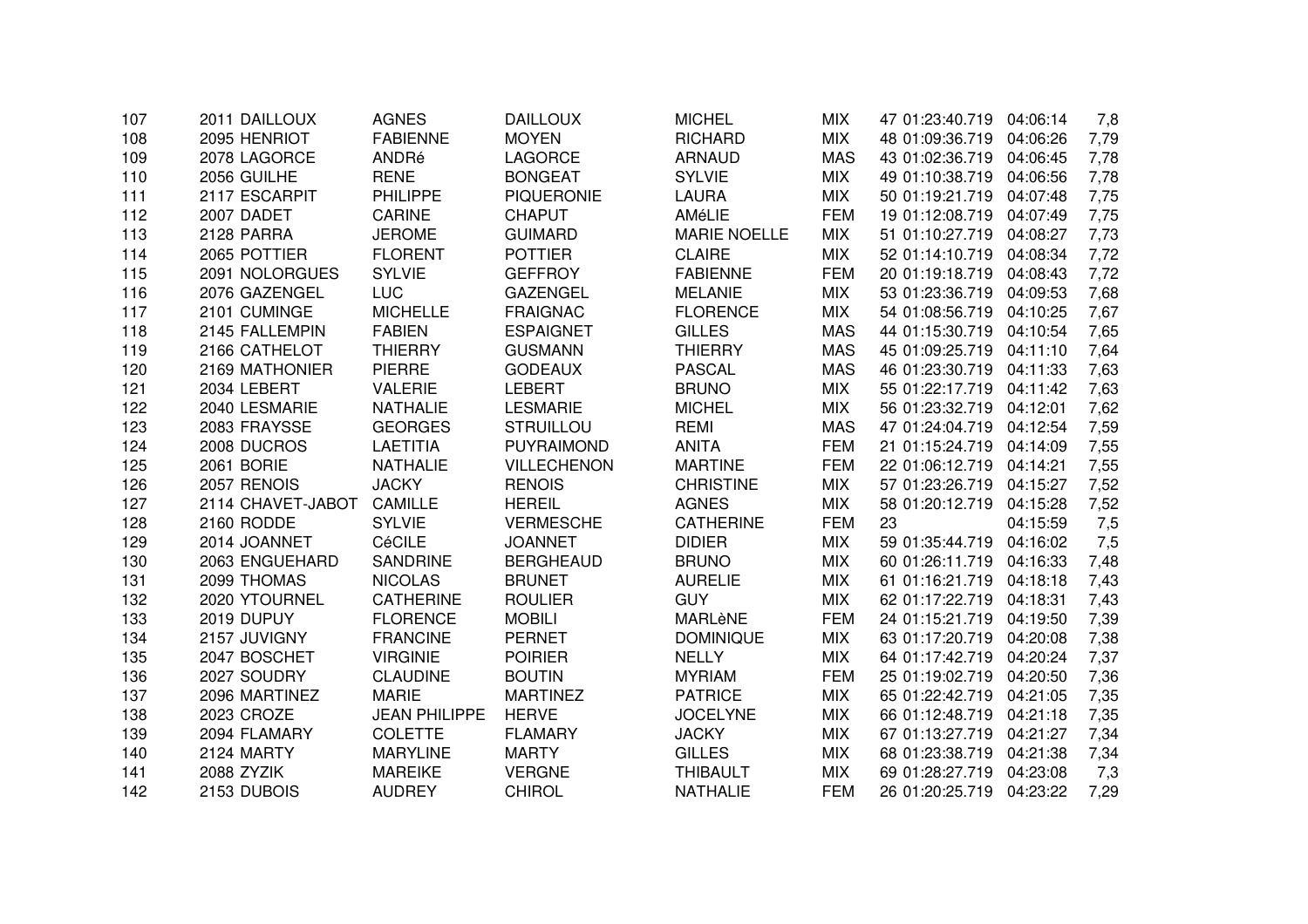| | | | | | | | | | |
|---|---|---|---|---|---|---|---|---|---|
| 107 | 2011 DAILLOUX | AGNES | DAILLOUX | MICHEL | MIX | 47 | 01:23:40.719 | 04:06:14 | 7,8 |
| 108 | 2095 HENRIOT | FABIENNE | MOYEN | RICHARD | MIX | 48 | 01:09:36.719 | 04:06:26 | 7,79 |
| 109 | 2078 LAGORCE | ANDRé | LAGORCE | ARNAUD | MAS | 43 | 01:02:36.719 | 04:06:45 | 7,78 |
| 110 | 2056 GUILHE | RENE | BONGEAT | SYLVIE | MIX | 49 | 01:10:38.719 | 04:06:56 | 7,78 |
| 111 | 2117 ESCARPIT | PHILIPPE | PIQUERONIE | LAURA | MIX | 50 | 01:19:21.719 | 04:07:48 | 7,75 |
| 112 | 2007 DADET | CARINE | CHAPUT | AMéLIE | FEM | 19 | 01:12:08.719 | 04:07:49 | 7,75 |
| 113 | 2128 PARRA | JEROME | GUIMARD | MARIE NOELLE | MIX | 51 | 01:10:27.719 | 04:08:27 | 7,73 |
| 114 | 2065 POTTIER | FLORENT | POTTIER | CLAIRE | MIX | 52 | 01:14:10.719 | 04:08:34 | 7,72 |
| 115 | 2091 NOLORGUES | SYLVIE | GEFFROY | FABIENNE | FEM | 20 | 01:19:18.719 | 04:08:43 | 7,72 |
| 116 | 2076 GAZENGEL | LUC | GAZENGEL | MELANIE | MIX | 53 | 01:23:36.719 | 04:09:53 | 7,68 |
| 117 | 2101 CUMINGE | MICHELLE | FRAIGNAC | FLORENCE | MIX | 54 | 01:08:56.719 | 04:10:25 | 7,67 |
| 118 | 2145 FALLEMPIN | FABIEN | ESPAIGNET | GILLES | MAS | 44 | 01:15:30.719 | 04:10:54 | 7,65 |
| 119 | 2166 CATHELOT | THIERRY | GUSMANN | THIERRY | MAS | 45 | 01:09:25.719 | 04:11:10 | 7,64 |
| 120 | 2169 MATHONIER | PIERRE | GODEAUX | PASCAL | MAS | 46 | 01:23:30.719 | 04:11:33 | 7,63 |
| 121 | 2034 LEBERT | VALERIE | LEBERT | BRUNO | MIX | 55 | 01:22:17.719 | 04:11:42 | 7,63 |
| 122 | 2040 LESMARIE | NATHALIE | LESMARIE | MICHEL | MIX | 56 | 01:23:32.719 | 04:12:01 | 7,62 |
| 123 | 2083 FRAYSSE | GEORGES | STRUILLOU | REMI | MAS | 47 | 01:24:04.719 | 04:12:54 | 7,59 |
| 124 | 2008 DUCROS | LAETITIA | PUYRAIMOND | ANITA | FEM | 21 | 01:15:24.719 | 04:14:09 | 7,55 |
| 125 | 2061 BORIE | NATHALIE | VILLECHENON | MARTINE | FEM | 22 | 01:06:12.719 | 04:14:21 | 7,55 |
| 126 | 2057 RENOIS | JACKY | RENOIS | CHRISTINE | MIX | 57 | 01:23:26.719 | 04:15:27 | 7,52 |
| 127 | 2114 CHAVET-JABOT | CAMILLE | HEREIL | AGNES | MIX | 58 | 01:20:12.719 | 04:15:28 | 7,52 |
| 128 | 2160 RODDE | SYLVIE | VERMESCHE | CATHERINE | FEM | 23 | | 04:15:59 | 7,5 |
| 129 | 2014 JOANNET | CéCILE | JOANNET | DIDIER | MIX | 59 | 01:35:44.719 | 04:16:02 | 7,5 |
| 130 | 2063 ENGUEHARD | SANDRINE | BERGHEAUD | BRUNO | MIX | 60 | 01:26:11.719 | 04:16:33 | 7,48 |
| 131 | 2099 THOMAS | NICOLAS | BRUNET | AURELIE | MIX | 61 | 01:16:21.719 | 04:18:18 | 7,43 |
| 132 | 2020 YTOURNEL | CATHERINE | ROULIER | GUY | MIX | 62 | 01:17:22.719 | 04:18:31 | 7,43 |
| 133 | 2019 DUPUY | FLORENCE | MOBILI | MARLèNE | FEM | 24 | 01:15:21.719 | 04:19:50 | 7,39 |
| 134 | 2157 JUVIGNY | FRANCINE | PERNET | DOMINIQUE | MIX | 63 | 01:17:20.719 | 04:20:08 | 7,38 |
| 135 | 2047 BOSCHET | VIRGINIE | POIRIER | NELLY | MIX | 64 | 01:17:42.719 | 04:20:24 | 7,37 |
| 136 | 2027 SOUDRY | CLAUDINE | BOUTIN | MYRIAM | FEM | 25 | 01:19:02.719 | 04:20:50 | 7,36 |
| 137 | 2096 MARTINEZ | MARIE | MARTINEZ | PATRICE | MIX | 65 | 01:22:42.719 | 04:21:05 | 7,35 |
| 138 | 2023 CROZE | JEAN PHILIPPE | HERVE | JOCELYNE | MIX | 66 | 01:12:48.719 | 04:21:18 | 7,35 |
| 139 | 2094 FLAMARY | COLETTE | FLAMARY | JACKY | MIX | 67 | 01:13:27.719 | 04:21:27 | 7,34 |
| 140 | 2124 MARTY | MARYLINE | MARTY | GILLES | MIX | 68 | 01:23:38.719 | 04:21:38 | 7,34 |
| 141 | 2088 ZYZIK | MAREIKE | VERGNE | THIBAULT | MIX | 69 | 01:28:27.719 | 04:23:08 | 7,3 |
| 142 | 2153 DUBOIS | AUDREY | CHIROL | NATHALIE | FEM | 26 | 01:20:25.719 | 04:23:22 | 7,29 |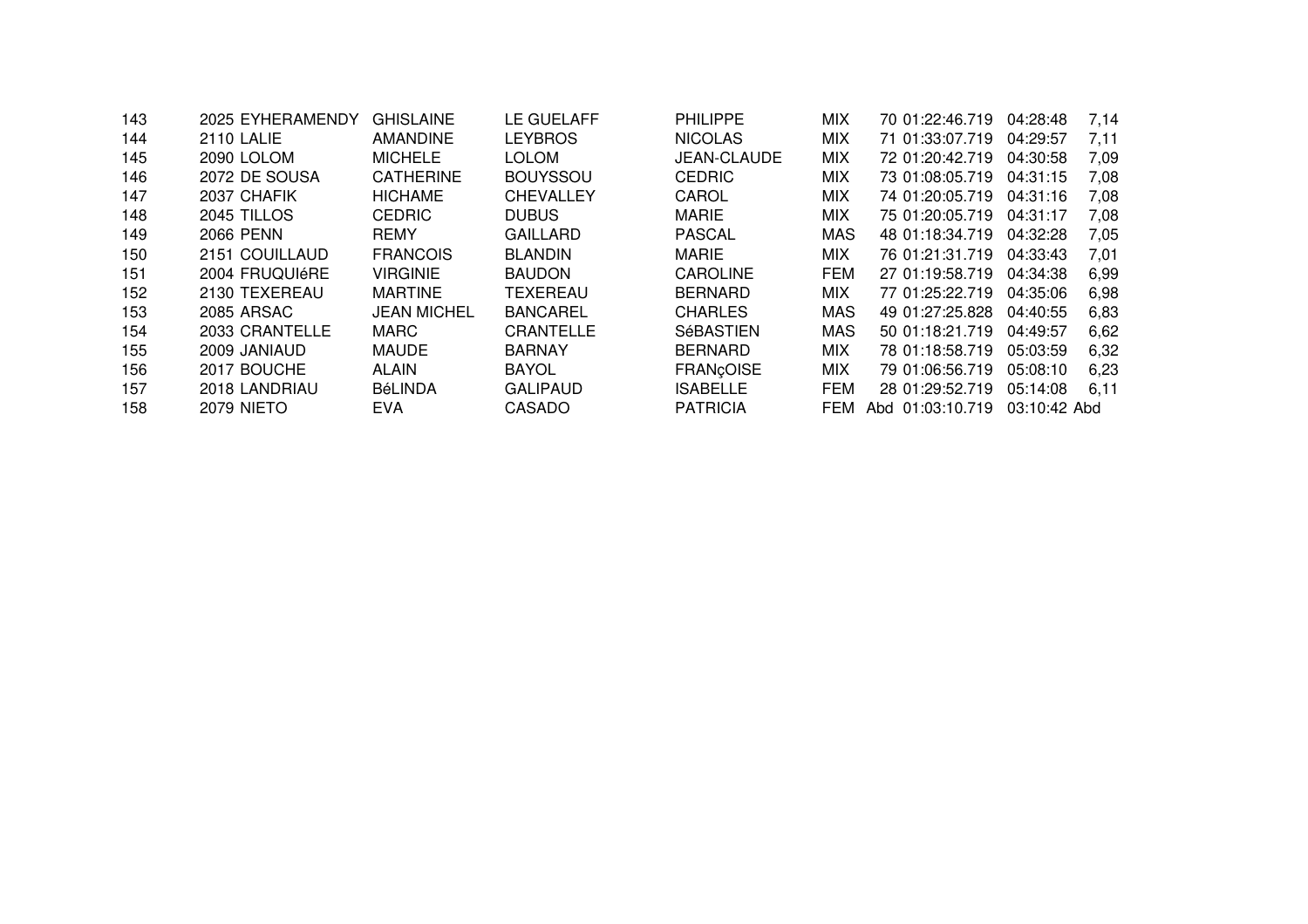| | | | | | | | | | | |
|---|---|---|---|---|---|---|---|---|---|---|
| 143 | 2025 | EYHERAMENDY | GHISLAINE | LE GUELAFF | PHILIPPE | MIX | 70 | 01:22:46.719 | 04:28:48 | 7,14 |
| 144 | 2110 | LALIE | AMANDINE | LEYBROS | NICOLAS | MIX | 71 | 01:33:07.719 | 04:29:57 | 7,11 |
| 145 | 2090 | LOLOM | MICHELE | LOLOM | JEAN-CLAUDE | MIX | 72 | 01:20:42.719 | 04:30:58 | 7,09 |
| 146 | 2072 | DE SOUSA | CATHERINE | BOUYSSOU | CEDRIC | MIX | 73 | 01:08:05.719 | 04:31:15 | 7,08 |
| 147 | 2037 | CHAFIK | HICHAME | CHEVALLEY | CAROL | MIX | 74 | 01:20:05.719 | 04:31:16 | 7,08 |
| 148 | 2045 | TILLOS | CEDRIC | DUBUS | MARIE | MIX | 75 | 01:20:05.719 | 04:31:17 | 7,08 |
| 149 | 2066 | PENN | REMY | GAILLARD | PASCAL | MAS | 48 | 01:18:34.719 | 04:32:28 | 7,05 |
| 150 | 2151 | COUILLAUD | FRANCOIS | BLANDIN | MARIE | MIX | 76 | 01:21:31.719 | 04:33:43 | 7,01 |
| 151 | 2004 | FRUQUIéRE | VIRGINIE | BAUDON | CAROLINE | FEM | 27 | 01:19:58.719 | 04:34:38 | 6,99 |
| 152 | 2130 | TEXEREAU | MARTINE | TEXEREAU | BERNARD | MIX | 77 | 01:25:22.719 | 04:35:06 | 6,98 |
| 153 | 2085 | ARSAC | JEAN MICHEL | BANCAREL | CHARLES | MAS | 49 | 01:27:25.828 | 04:40:55 | 6,83 |
| 154 | 2033 | CRANTELLE | MARC | CRANTELLE | SéBASTIEN | MAS | 50 | 01:18:21.719 | 04:49:57 | 6,62 |
| 155 | 2009 | JANIAUD | MAUDE | BARNAY | BERNARD | MIX | 78 | 01:18:58.719 | 05:03:59 | 6,32 |
| 156 | 2017 | BOUCHE | ALAIN | BAYOL | FRANçOISE | MIX | 79 | 01:06:56.719 | 05:08:10 | 6,23 |
| 157 | 2018 | LANDRIAU | BéLINDA | GALIPAUD | ISABELLE | FEM | 28 | 01:29:52.719 | 05:14:08 | 6,11 |
| 158 | 2079 | NIETO | EVA | CASADO | PATRICIA | FEM | Abd | 01:03:10.719 | 03:10:42 | Abd |